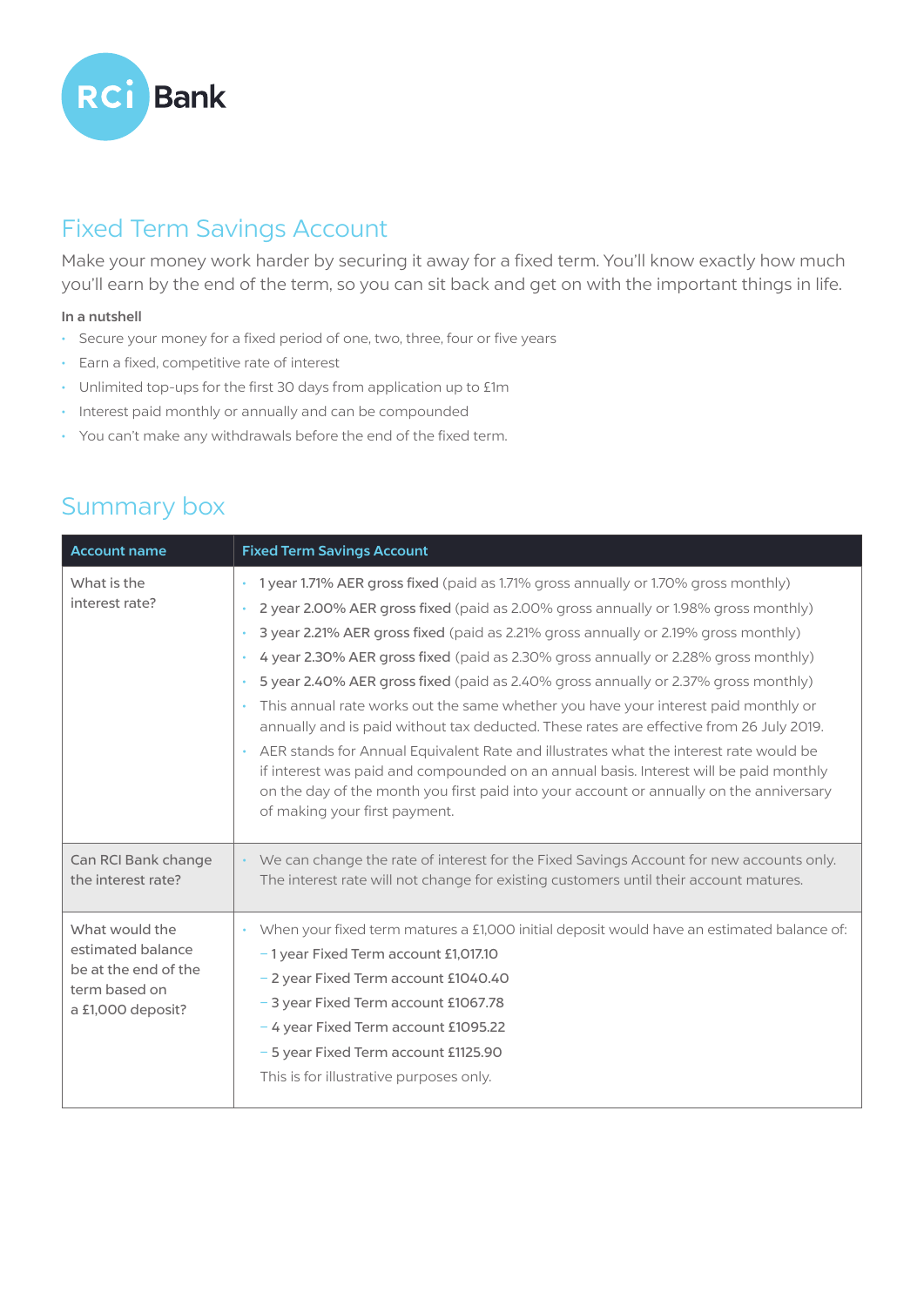RCi Bank

# Fixed Term Savings Account

Make your money work harder by securing it away for a fixed term. You'll know exactly how much you'll earn by the end of the term, so you can sit back and get on with the important things in life.

**In a nutshell**

- Secure your money for a fixed period of one, two, three, four or five years
- Earn a fixed, competitive rate of interest
- Unlimited top-ups for the first 30 days from application up to £1m
- Interest paid monthly or annually and can be compounded
- You can't make any withdrawals before the end of the fixed term.

## Summary box

| Account name | Fixed Term Savings Account |
|---|---|
| What is the interest rate? | • 1 year 1.71% AER gross fixed (paid as 1.71% gross annually or 1.70% gross monthly)<br>• 2 year 2.00% AER gross fixed (paid as 2.00% gross annually or 1.98% gross monthly)<br>• 3 year 2.21% AER gross fixed (paid as 2.21% gross annually or 2.19% gross monthly)<br>• 4 year 2.30% AER gross fixed (paid as 2.30% gross annually or 2.28% gross monthly)<br>• 5 year 2.40% AER gross fixed (paid as 2.40% gross annually or 2.37% gross monthly)<br>• This annual rate works out the same whether you have your interest paid monthly or annually and is paid without tax deducted. These rates are effective from 26 July 2019.<br>• AER stands for Annual Equivalent Rate and illustrates what the interest rate would be if interest was paid and compounded on an annual basis. Interest will be paid monthly on the day of the month you first paid into your account or annually on the anniversary of making your first payment. |
| Can RCI Bank change the interest rate? | • We can change the rate of interest for the Fixed Savings Account for new accounts only. The interest rate will not change for existing customers until their account matures. |
| What would the estimated balance be at the end of the term based on a £1,000 deposit? | • When your fixed term matures a £1,000 initial deposit would have an estimated balance of:<br>– 1 year Fixed Term account £1,017.10<br>– 2 year Fixed Term account £1040.40<br>– 3 year Fixed Term account £1067.78<br>– 4 year Fixed Term account £1095.22<br>– 5 year Fixed Term account £1125.90<br>This is for illustrative purposes only. |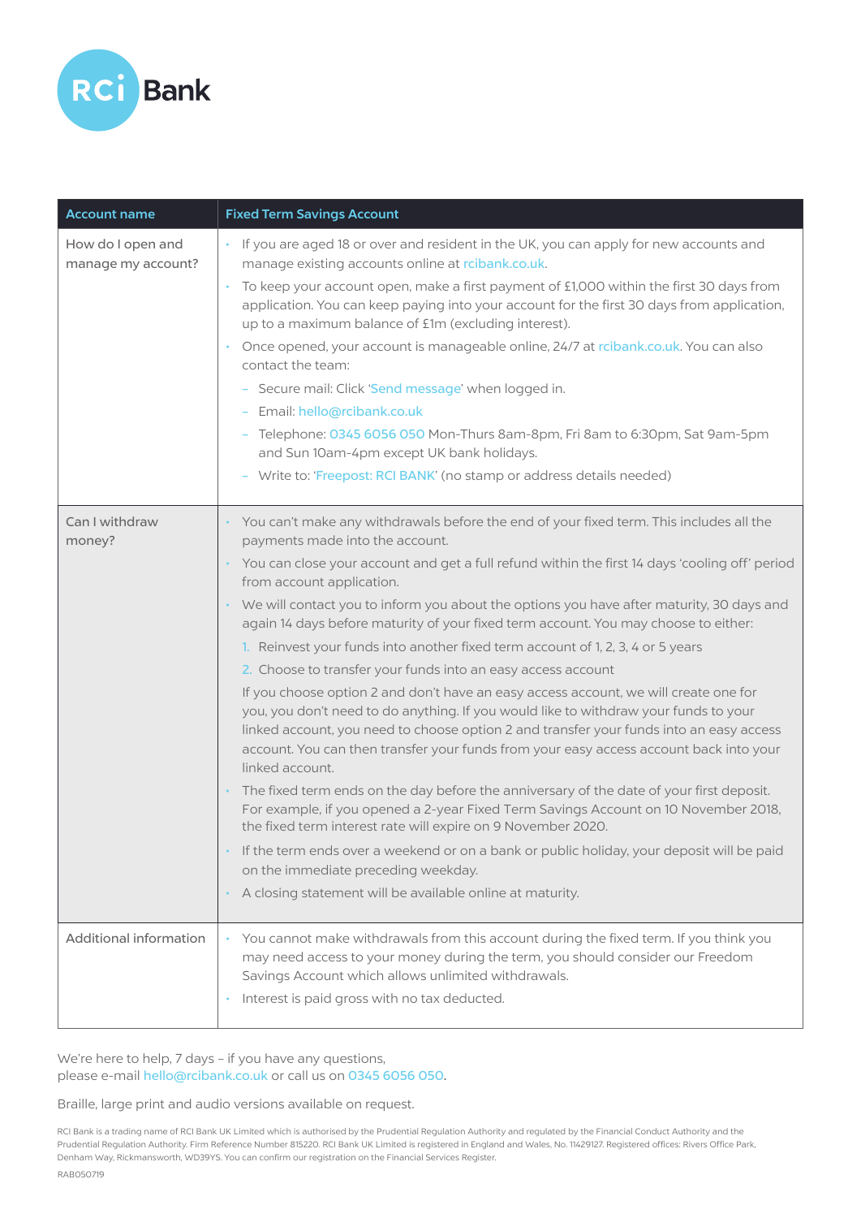RCi Bank

| Account name | Fixed Term Savings Account |
|---|---|
| How do I open and manage my account? | • If you are aged 18 or over and resident in the UK, you can apply for new accounts and manage existing accounts online at rcibank.co.uk.<br>• To keep your account open, make a first payment of £1,000 within the first 30 days from application. You can keep paying into your account for the first 30 days from application, up to a maximum balance of £1m (excluding interest).<br>• Once opened, your account is manageable online, 24/7 at rcibank.co.uk. You can also contact the team:<br>– Secure mail: Click 'Send message' when logged in.<br>– Email: hello@rcibank.co.uk<br>– Telephone: 0345 6056 050 Mon-Thurs 8am-8pm, Fri 8am to 6:30pm, Sat 9am-5pm and Sun 10am-4pm except UK bank holidays.<br>– Write to: 'Freepost: RCI BANK' (no stamp or address details needed) |
| Can I withdraw money? | • You can't make any withdrawals before the end of your fixed term. This includes all the payments made into the account.<br>• You can close your account and get a full refund within the first 14 days 'cooling off' period from account application.<br>• We will contact you to inform you about the options you have after maturity, 30 days and again 14 days before maturity of your fixed term account. You may choose to either:<br>1. Reinvest your funds into another fixed term account of 1, 2, 3, 4 or 5 years<br>2. Choose to transfer your funds into an easy access account<br>If you choose option 2 and don't have an easy access account, we will create one for you, you don't need to do anything. If you would like to withdraw your funds to your linked account, you need to choose option 2 and transfer your funds into an easy access account. You can then transfer your funds from your easy access account back into your linked account.<br>• The fixed term ends on the day before the anniversary of the date of your first deposit. For example, if you opened a 2-year Fixed Term Savings Account on 10 November 2018, the fixed term interest rate will expire on 9 November 2020.<br>• If the term ends over a weekend or on a bank or public holiday, your deposit will be paid on the immediate preceding weekday.<br>• A closing statement will be available online at maturity. |
| Additional information | • You cannot make withdrawals from this account during the fixed term. If you think you may need access to your money during the term, you should consider our Freedom Savings Account which allows unlimited withdrawals.<br>• Interest is paid gross with no tax deducted. |

We're here to help, 7 days – if you have any questions, please e-mail hello@rcibank.co.uk or call us on 0345 6056 050.

Braille, large print and audio versions available on request.

RCI Bank is a trading name of RCI Bank UK Limited which is authorised by the Prudential Regulation Authority and regulated by the Financial Conduct Authority and the Prudential Regulation Authority. Firm Reference Number 815220. RCI Bank UK Limited is registered in England and Wales, No. 11429127. Registered offices: Rivers Office Park, Denham Way, Rickmansworth, WD39YS. You can confirm our registration on the Financial Services Register.

RAB050719